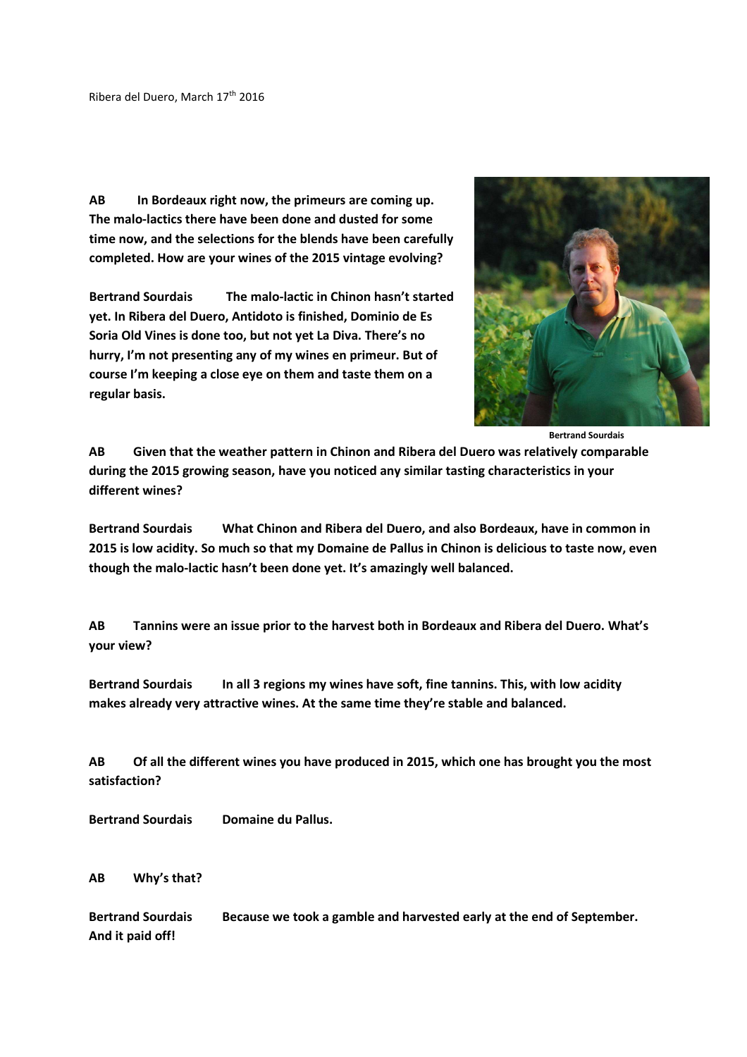Ribera del Duero, March 17th 2016

**AB** **In Bordeaux right now, the primeurs are coming up. The malo-lactics there have been done and dusted for some time now, and the selections for the blends have been carefully completed. How are your wines of the 2015 vintage evolving?**

**Bertrand Sourdais** **The malo-lactic in Chinon hasn't started yet. In Ribera del Duero, Antidoto is finished, Dominio de Es Soria Old Vines is done too, but not yet La Diva. There's no hurry, I'm not presenting any of my wines en primeur. But of course I'm keeping a close eye on them and taste them on a regular basis.**

**Bertrand Sourdais**

**AB** **Given that the weather pattern in Chinon and Ribera del Duero was relatively comparable during the 2015 growing season, have you noticed any similar tasting characteristics in your different wines?**

**Bertrand Sourdais** **What Chinon and Ribera del Duero, and also Bordeaux, have in common in 2015 is low acidity. So much so that my Domaine de Pallus in Chinon is delicious to taste now, even though the malo-lactic hasn't been done yet. It's amazingly well balanced.**

**AB** **Tannins were an issue prior to the harvest both in Bordeaux and Ribera del Duero. What's your view?**

**Bertrand Sourdais** **In all 3 regions my wines have soft, fine tannins. This, with low acidity makes already very attractive wines. At the same time they're stable and balanced.**

**AB** **Of all the different wines you have produced in 2015, which one has brought you the most satisfaction?**

**Bertrand Sourdais** **Domaine du Pallus.**

**AB** **Why's that?**

**Bertrand Sourdais** **Because we took a gamble and harvested early at the end of September. And it paid off!**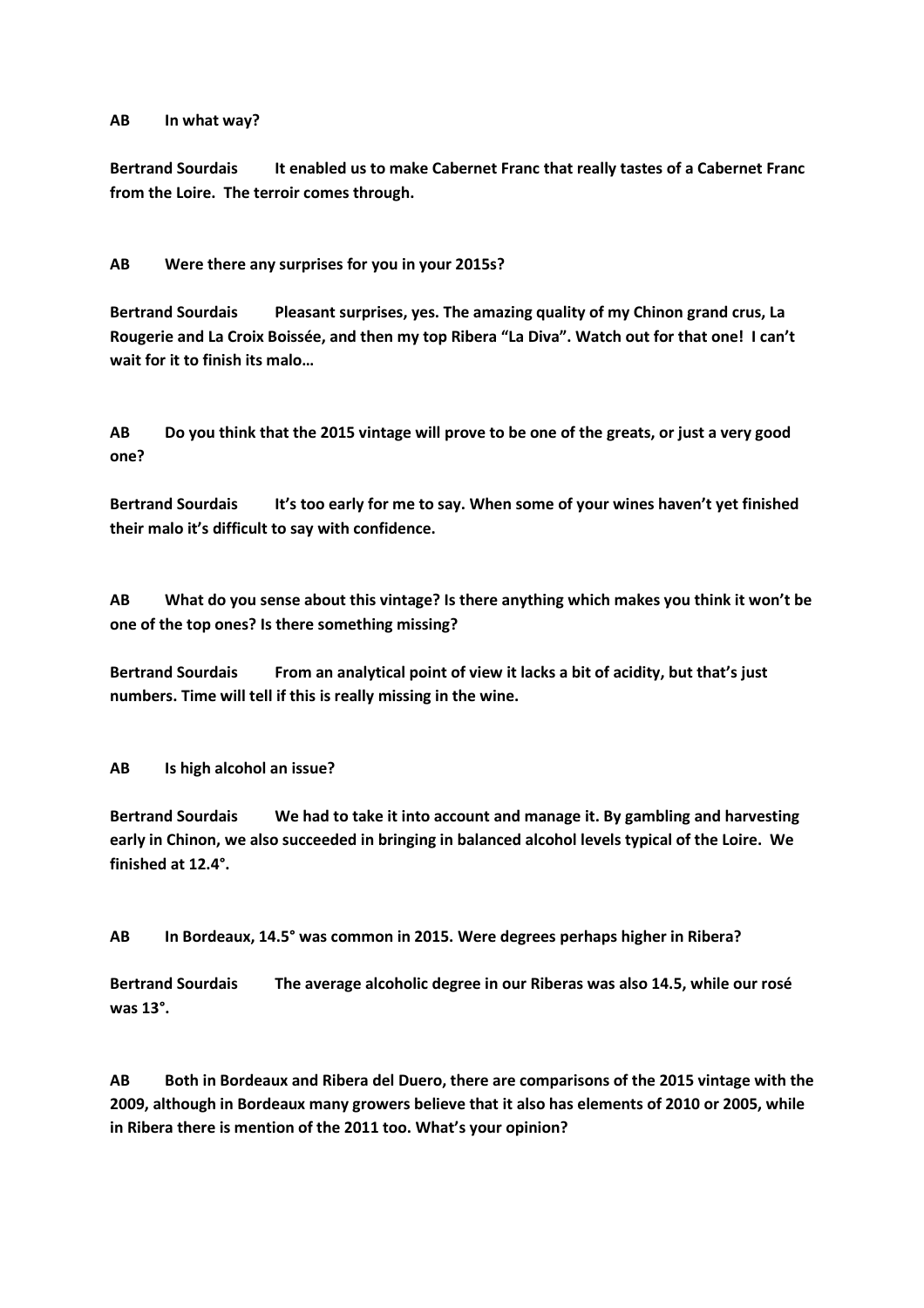**AB In what way?**

**Bertrand Sourdais It enabled us to make Cabernet Franc that really tastes of a Cabernet Franc from the Loire. The terroir comes through.**

**AB Were there any surprises for you in your 2015s?**

**Bertrand Sourdais Pleasant surprises, yes. The amazing quality of my Chinon grand crus, La Rougerie and La Croix Boissée, and then my top Ribera "La Diva". Watch out for that one! I can't wait for it to finish its malo…**

**AB Do you think that the 2015 vintage will prove to be one of the greats, or just a very good one?**

**Bertrand Sourdais It's too early for me to say. When some of your wines haven't yet finished their malo it's difficult to say with confidence.**

**AB What do you sense about this vintage? Is there anything which makes you think it won't be one of the top ones? Is there something missing?**

**Bertrand Sourdais From an analytical point of view it lacks a bit of acidity, but that's just numbers. Time will tell if this is really missing in the wine.**

**AB Is high alcohol an issue?**

**Bertrand Sourdais We had to take it into account and manage it. By gambling and harvesting early in Chinon, we also succeeded in bringing in balanced alcohol levels typical of the Loire. We finished at 12.4°.**

**AB In Bordeaux, 14.5° was common in 2015. Were degrees perhaps higher in Ribera?**

**Bertrand Sourdais The average alcoholic degree in our Riberas was also 14.5, while our rosé was 13°.**

**AB Both in Bordeaux and Ribera del Duero, there are comparisons of the 2015 vintage with the 2009, although in Bordeaux many growers believe that it also has elements of 2010 or 2005, while in Ribera there is mention of the 2011 too. What's your opinion?**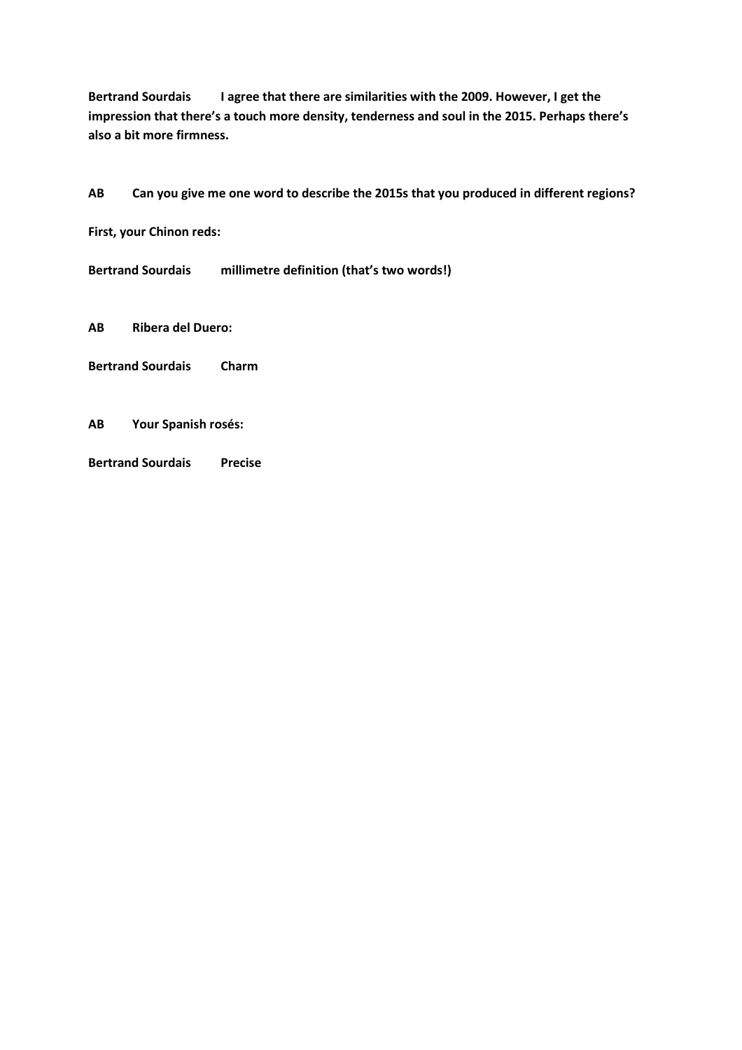**Bertrand Sourdais** **I agree that there are similarities with the 2009. However, I get the impression that there's a touch more density, tenderness and soul in the 2015. Perhaps there's also a bit more firmness.**

**AB** **Can you give me one word to describe the 2015s that you produced in different regions?**

**First, your Chinon reds:**

**Bertrand Sourdais** **millimetre definition (that's two words!)**

**AB** **Ribera del Duero:**

**Bertrand Sourdais** **Charm**

**AB** **Your Spanish rosés:**

**Bertrand Sourdais** **Precise**